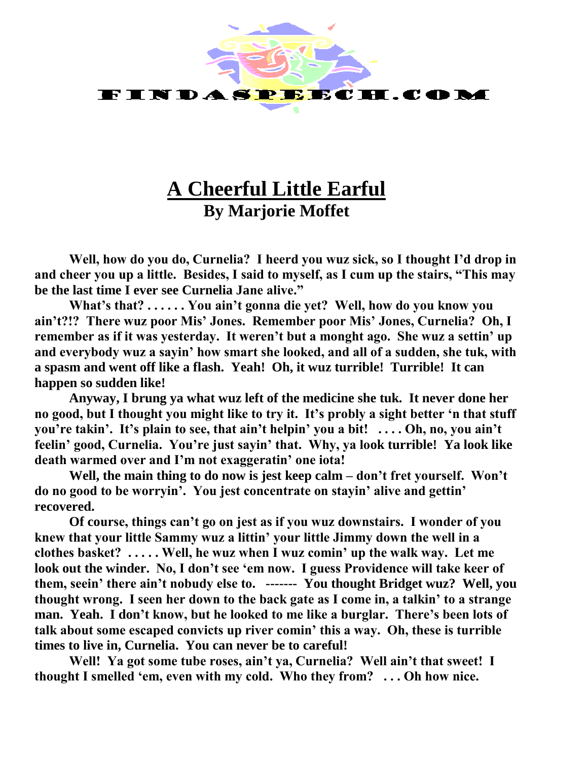FINDASPEECH.COM

# A Cheerful Little Earful

**By Marjorie Moffet**

**Well, how do you do, Curnelia? I heerd you wuz sick, so I thought I'd drop in and cheer you up a little. Besides, I said to myself, as I cum up the stairs, "This may be the last time I ever see Curnelia Jane alive."**

**What's that? . . . . . . You ain't gonna die yet? Well, how do you know you ain't?!? There wuz poor Mis' Jones. Remember poor Mis' Jones, Curnelia? Oh, I remember as if it was yesterday. It weren't but a monght ago. She wuz a settin' up and everybody wuz a sayin' how smart she looked, and all of a sudden, she tuk, with a spasm and went off like a flash. Yeah! Oh, it wuz turrible! Turrible! It can happen so sudden like!**

**Anyway, I brung ya what wuz left of the medicine she tuk. It never done her no good, but I thought you might like to try it. It's probly a sight better 'n that stuff you're takin'. It's plain to see, that ain't helpin' you a bit! . . . . Oh, no, you ain't feelin' good, Curnelia. You're just sayin' that. Why, ya look turrible! Ya look like death warmed over and I'm not exaggeratin' one iota!**

**Well, the main thing to do now is jest keep calm – don't fret yourself. Won't do no good to be worryin'. You jest concentrate on stayin' alive and gettin' recovered.**

**Of course, things can't go on jest as if you wuz downstairs. I wonder of you knew that your little Sammy wuz a littin' your little Jimmy down the well in a clothes basket? . . . . . Well, he wuz when I wuz comin' up the walk way. Let me look out the winder. No, I don't see 'em now. I guess Providence will take keer of them, seein' there ain't nobudy else to. ------- You thought Bridget wuz? Well, you thought wrong. I seen her down to the back gate as I come in, a talkin' to a strange man. Yeah. I don't know, but he looked to me like a burglar. There's been lots of talk about some escaped convicts up river comin' this a way. Oh, these is turrible times to live in, Curnelia. You can never be to careful!**

**Well! Ya got some tube roses, ain't ya, Curnelia? Well ain't that sweet! I thought I smelled 'em, even with my cold. Who they from? . . . Oh how nice.**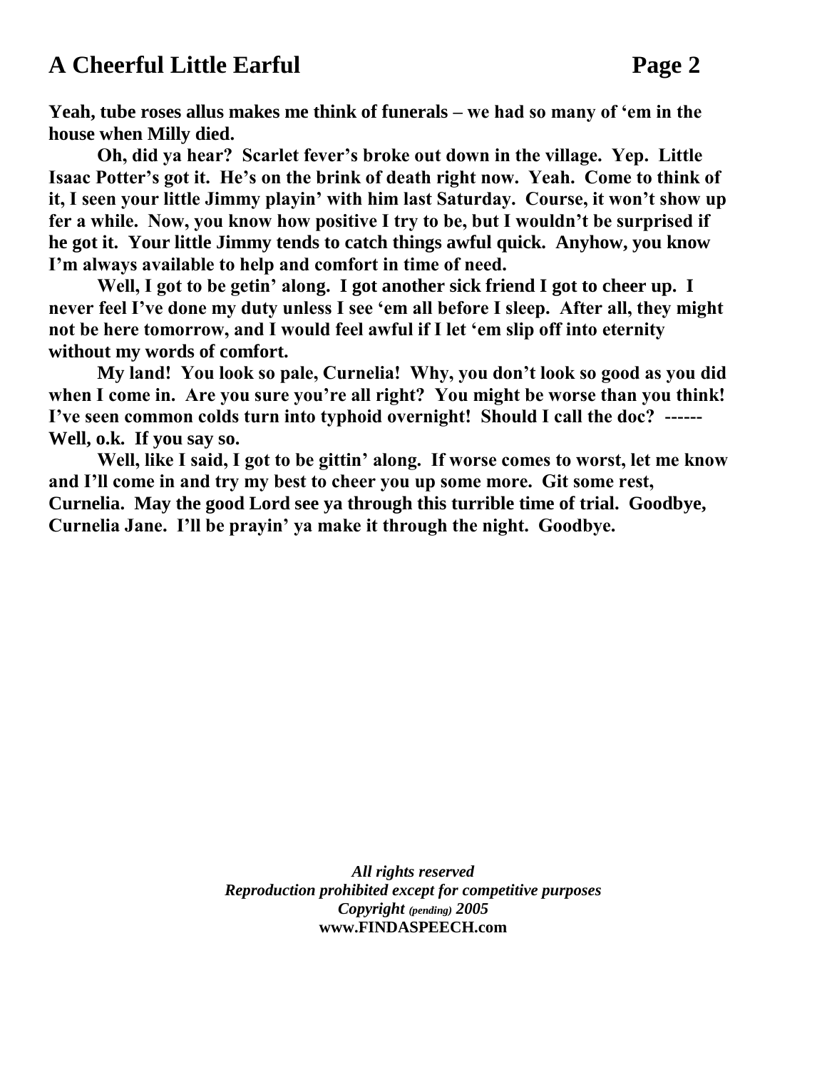**Yeah, tube roses allus makes me think of funerals – we had so many of 'em in the house when Milly died.**

**Oh, did ya hear? Scarlet fever's broke out down in the village. Yep. Little Isaac Potter's got it. He's on the brink of death right now. Yeah. Come to think of it, I seen your little Jimmy playin' with him last Saturday. Course, it won't show up fer a while. Now, you know how positive I try to be, but I wouldn't be surprised if he got it. Your little Jimmy tends to catch things awful quick. Anyhow, you know I'm always available to help and comfort in time of need.**

**Well, I got to be getin' along. I got another sick friend I got to cheer up. I never feel I've done my duty unless I see 'em all before I sleep. After all, they might not be here tomorrow, and I would feel awful if I let 'em slip off into eternity without my words of comfort.**

**My land! You look so pale, Curnelia! Why, you don't look so good as you did when I come in. Are you sure you're all right? You might be worse than you think! I've seen common colds turn into typhoid overnight! Should I call the doc? ------ Well, o.k. If you say so.**

**Well, like I said, I got to be gittin' along. If worse comes to worst, let me know and I'll come in and try my best to cheer you up some more. Git some rest, Curnelia. May the good Lord see ya through this turrible time of trial. Goodbye, Curnelia Jane. I'll be prayin' ya make it through the night. Goodbye.**

***All rights reserved***
***Reproduction prohibited except for competitive purposes***
***Copyright (pending) 2005***
**www.FINDASPEECH.com**